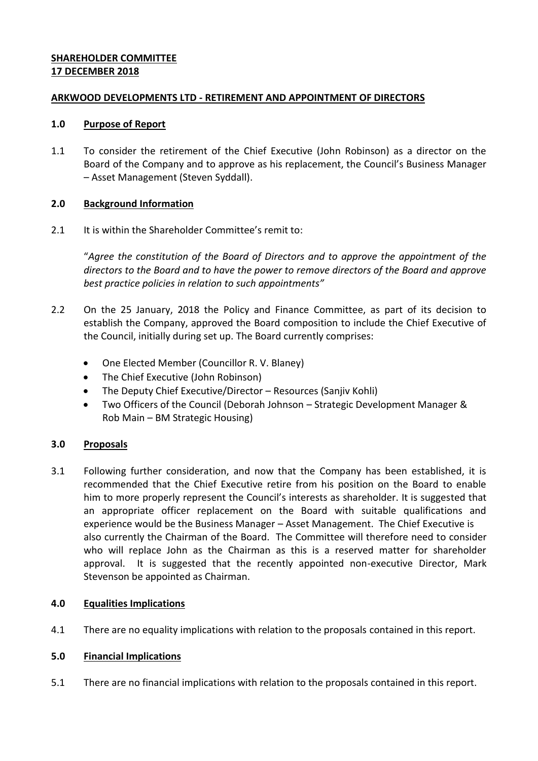**SHAREHOLDER COMMITTEE**
**17 DECEMBER 2018**

**ARKWOOD DEVELOPMENTS LTD - RETIREMENT AND APPOINTMENT OF DIRECTORS**

## 1.0 Purpose of Report

1.1 To consider the retirement of the Chief Executive (John Robinson) as a director on the Board of the Company and to approve as his replacement, the Council's Business Manager – Asset Management (Steven Syddall).

## 2.0 Background Information

2.1 It is within the Shareholder Committee's remit to:

"*Agree the constitution of the Board of Directors and to approve the appointment of the directors to the Board and to have the power to remove directors of the Board and approve best practice policies in relation to such appointments*"

2.2 On the 25 January, 2018 the Policy and Finance Committee, as part of its decision to establish the Company, approved the Board composition to include the Chief Executive of the Council, initially during set up. The Board currently comprises:

- One Elected Member (Councillor R. V. Blaney)
- The Chief Executive (John Robinson)
- The Deputy Chief Executive/Director – Resources (Sanjiv Kohli)
- Two Officers of the Council (Deborah Johnson – Strategic Development Manager & Rob Main – BM Strategic Housing)

## 3.0 Proposals

3.1 Following further consideration, and now that the Company has been established, it is recommended that the Chief Executive retire from his position on the Board to enable him to more properly represent the Council's interests as shareholder. It is suggested that an appropriate officer replacement on the Board with suitable qualifications and experience would be the Business Manager – Asset Management. The Chief Executive is also currently the Chairman of the Board. The Committee will therefore need to consider who will replace John as the Chairman as this is a reserved matter for shareholder approval. It is suggested that the recently appointed non-executive Director, Mark Stevenson be appointed as Chairman.

## 4.0 Equalities Implications

4.1 There are no equality implications with relation to the proposals contained in this report.

## 5.0 Financial Implications

5.1 There are no financial implications with relation to the proposals contained in this report.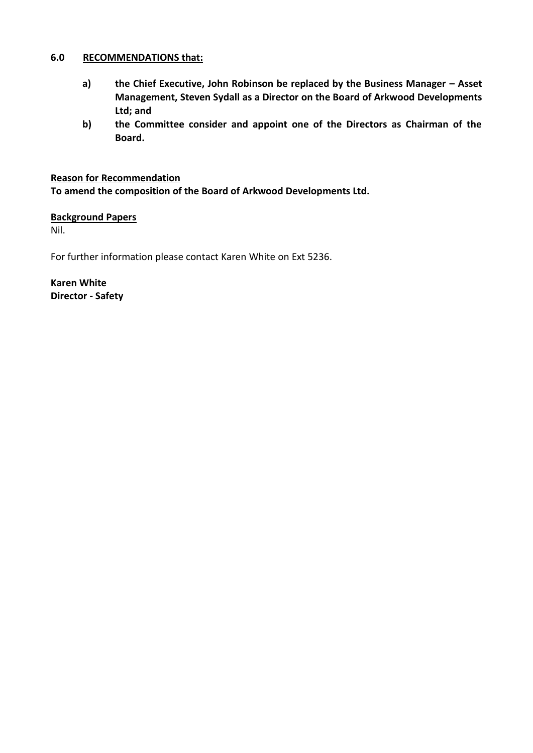## 6.0 RECOMMENDATIONS that:

**a) the Chief Executive, John Robinson be replaced by the Business Manager – Asset Management, Steven Sydall as a Director on the Board of Arkwood Developments Ltd; and**

**b) the Committee consider and appoint one of the Directors as Chairman of the Board.**

**Reason for Recommendation**

**To amend the composition of the Board of Arkwood Developments Ltd.**

**Background Papers**

Nil.

For further information please contact Karen White on Ext 5236.

**Karen White**
**Director - Safety**